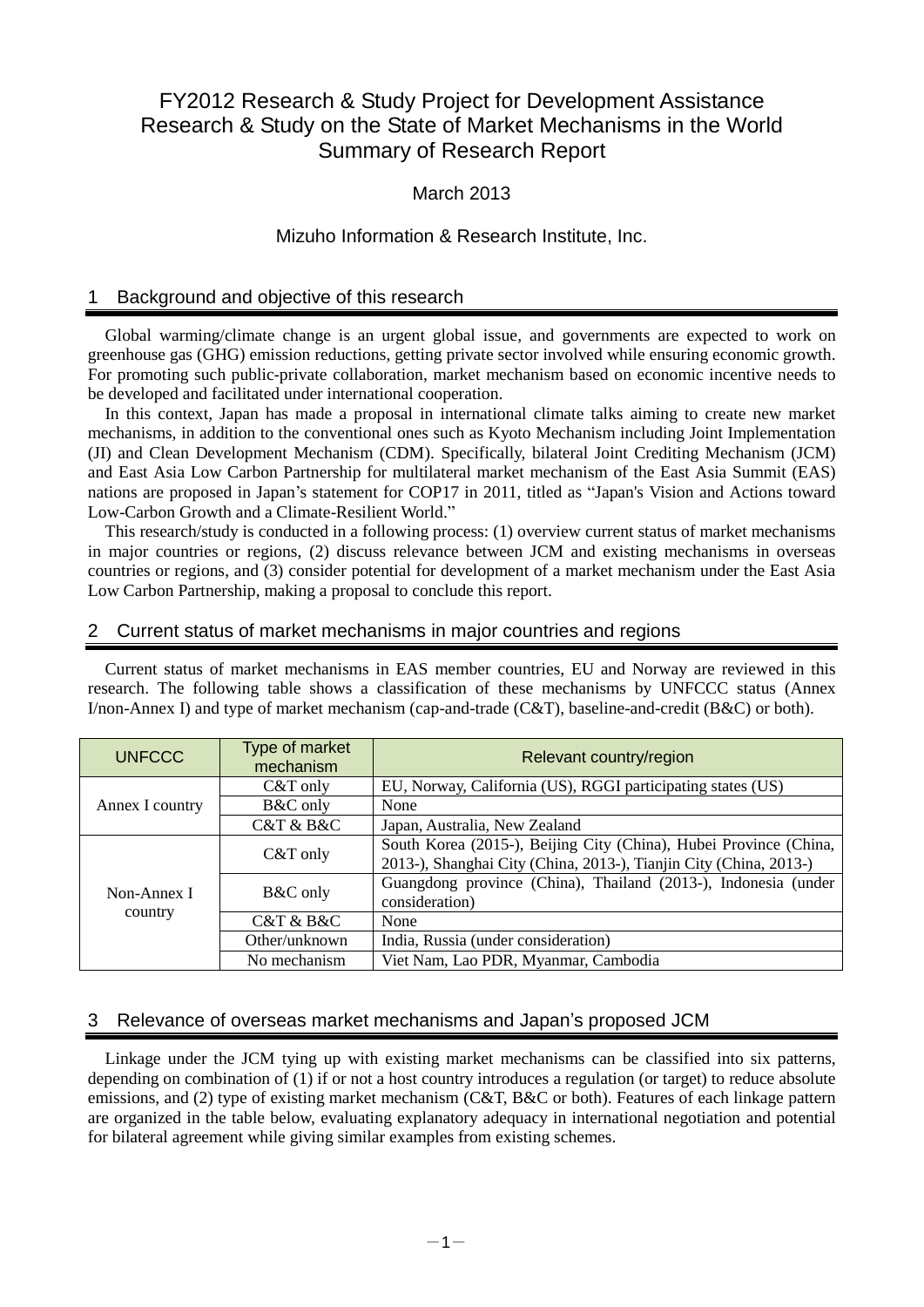# FY2012 Research & Study Project for Development Assistance
# Research & Study on the State of Market Mechanisms in the World
# Summary of Research Report

March 2013

Mizuho Information & Research Institute, Inc.

## 1 Background and objective of this research

Global warming/climate change is an urgent global issue, and governments are expected to work on greenhouse gas (GHG) emission reductions, getting private sector involved while ensuring economic growth. For promoting such public-private collaboration, market mechanism based on economic incentive needs to be developed and facilitated under international cooperation.

In this context, Japan has made a proposal in international climate talks aiming to create new market mechanisms, in addition to the conventional ones such as Kyoto Mechanism including Joint Implementation (JI) and Clean Development Mechanism (CDM). Specifically, bilateral Joint Crediting Mechanism (JCM) and East Asia Low Carbon Partnership for multilateral market mechanism of the East Asia Summit (EAS) nations are proposed in Japan's statement for COP17 in 2011, titled as "Japan's Vision and Actions toward Low-Carbon Growth and a Climate-Resilient World."

This research/study is conducted in a following process: (1) overview current status of market mechanisms in major countries or regions, (2) discuss relevance between JCM and existing mechanisms in overseas countries or regions, and (3) consider potential for development of a market mechanism under the East Asia Low Carbon Partnership, making a proposal to conclude this report.

## 2 Current status of market mechanisms in major countries and regions

Current status of market mechanisms in EAS member countries, EU and Norway are reviewed in this research. The following table shows a classification of these mechanisms by UNFCCC status (Annex I/non-Annex I) and type of market mechanism (cap-and-trade (C&T), baseline-and-credit (B&C) or both).

| UNFCCC | Type of market mechanism | Relevant country/region |
|---|---|---|
| Annex I country | C&T only | EU, Norway, California (US), RGGI participating states (US) |
| | B&C only | None |
| | C&T & B&C | Japan, Australia, New Zealand |
| Non-Annex I country | C&T only | South Korea (2015-), Beijing City (China), Hubei Province (China, 2013-), Shanghai City (China, 2013-), Tianjin City (China, 2013-) |
| | B&C only | Guangdong province (China), Thailand (2013-), Indonesia (under consideration) |
| | C&T & B&C | None |
| | Other/unknown | India, Russia (under consideration) |
| | No mechanism | Viet Nam, Lao PDR, Myanmar, Cambodia |

## 3 Relevance of overseas market mechanisms and Japan's proposed JCM

Linkage under the JCM tying up with existing market mechanisms can be classified into six patterns, depending on combination of (1) if or not a host country introduces a regulation (or target) to reduce absolute emissions, and (2) type of existing market mechanism (C&T, B&C or both). Features of each linkage pattern are organized in the table below, evaluating explanatory adequacy in international negotiation and potential for bilateral agreement while giving similar examples from existing schemes.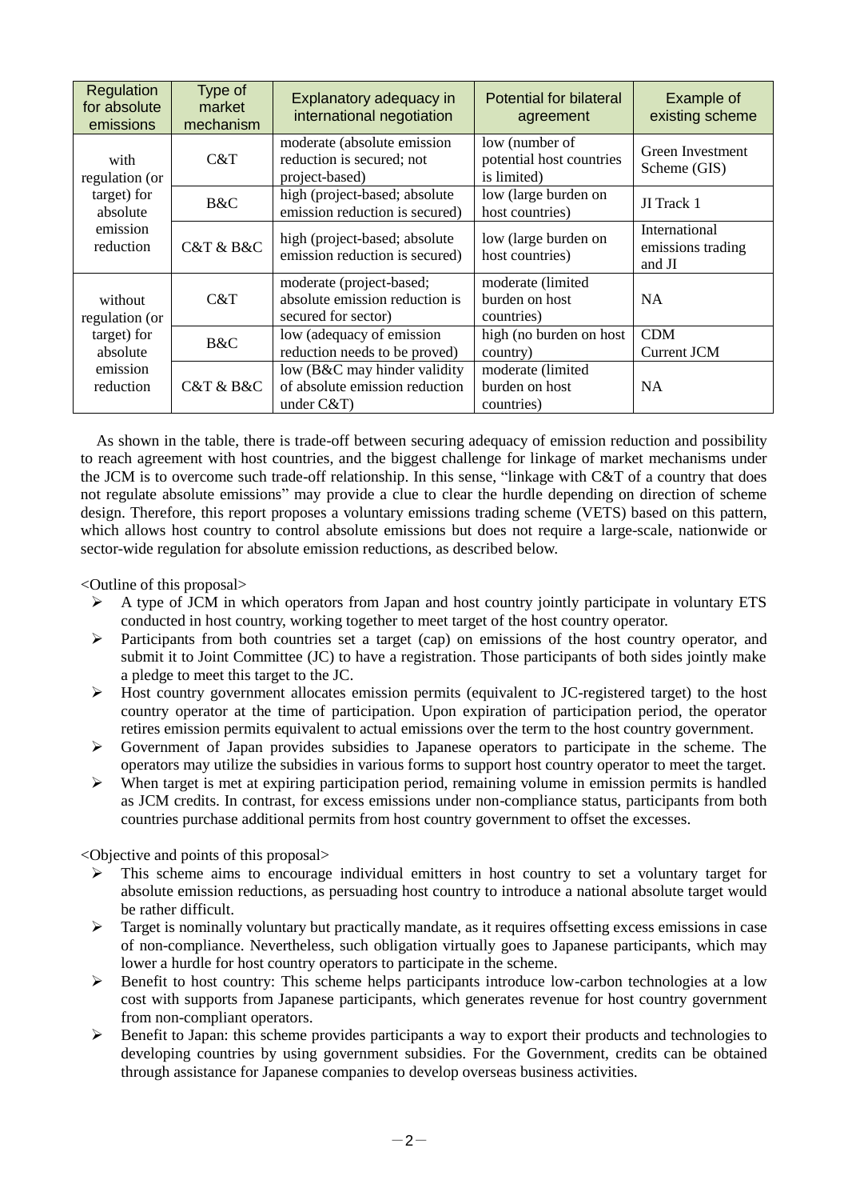| Regulation for absolute emissions | Type of market mechanism | Explanatory adequacy in international negotiation | Potential for bilateral agreement | Example of existing scheme |
|---|---|---|---|---|
| with regulation (or target) for absolute emission reduction | C&T | moderate (absolute emission reduction is secured; not project-based) | low (number of potential host countries is limited) | Green Investment Scheme (GIS) |
| | B&C | high (project-based; absolute emission reduction is secured) | low (large burden on host countries) | JI Track 1 |
| | C&T & B&C | high (project-based; absolute emission reduction is secured) | low (large burden on host countries) | International emissions trading and JI |
| without regulation (or target) for absolute emission reduction | C&T | moderate (project-based; absolute emission reduction is secured for sector) | moderate (limited burden on host countries) | NA |
| | B&C | low (adequacy of emission reduction needs to be proved) | high (no burden on host country) | CDM Current JCM |
| | C&T & B&C | low (B&C may hinder validity of absolute emission reduction under C&T) | moderate (limited burden on host countries) | NA |

As shown in the table, there is trade-off between securing adequacy of emission reduction and possibility to reach agreement with host countries, and the biggest challenge for linkage of market mechanisms under the JCM is to overcome such trade-off relationship. In this sense, "linkage with C&T of a country that does not regulate absolute emissions" may provide a clue to clear the hurdle depending on direction of scheme design. Therefore, this report proposes a voluntary emissions trading scheme (VETS) based on this pattern, which allows host country to control absolute emissions but does not require a large-scale, nationwide or sector-wide regulation for absolute emission reductions, as described below.

<Outline of this proposal>

- A type of JCM in which operators from Japan and host country jointly participate in voluntary ETS conducted in host country, working together to meet target of the host country operator.
- Participants from both countries set a target (cap) on emissions of the host country operator, and submit it to Joint Committee (JC) to have a registration. Those participants of both sides jointly make a pledge to meet this target to the JC.
- Host country government allocates emission permits (equivalent to JC-registered target) to the host country operator at the time of participation. Upon expiration of participation period, the operator retires emission permits equivalent to actual emissions over the term to the host country government.
- Government of Japan provides subsidies to Japanese operators to participate in the scheme. The operators may utilize the subsidies in various forms to support host country operator to meet the target.
- When target is met at expiring participation period, remaining volume in emission permits is handled as JCM credits. In contrast, for excess emissions under non-compliance status, participants from both countries purchase additional permits from host country government to offset the excesses.

<Objective and points of this proposal>

- This scheme aims to encourage individual emitters in host country to set a voluntary target for absolute emission reductions, as persuading host country to introduce a national absolute target would be rather difficult.
- Target is nominally voluntary but practically mandate, as it requires offsetting excess emissions in case of non-compliance. Nevertheless, such obligation virtually goes to Japanese participants, which may lower a hurdle for host country operators to participate in the scheme.
- Benefit to host country: This scheme helps participants introduce low-carbon technologies at a low cost with supports from Japanese participants, which generates revenue for host country government from non-compliant operators.
- Benefit to Japan: this scheme provides participants a way to export their products and technologies to developing countries by using government subsidies. For the Government, credits can be obtained through assistance for Japanese companies to develop overseas business activities.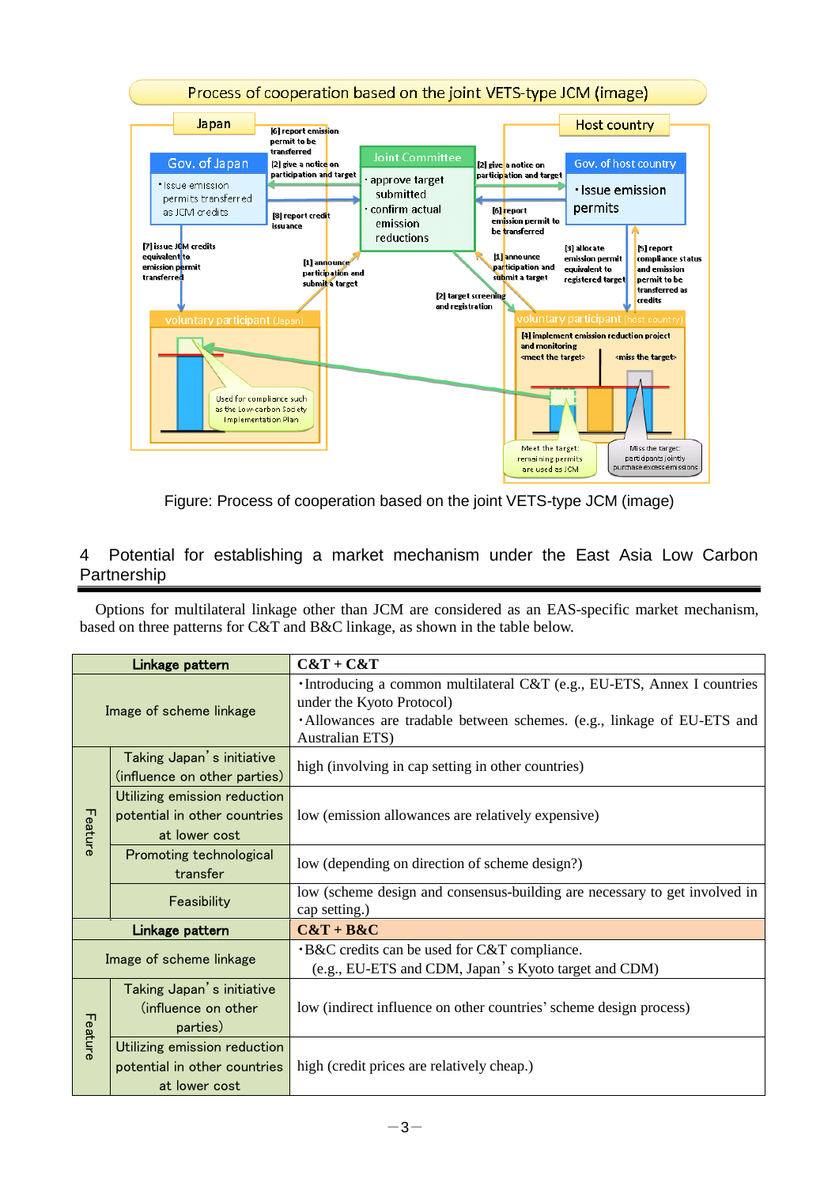Figure: Process of cooperation based on the joint VETS-type JCM (image)

## 4 Potential for establishing a market mechanism under the East Asia Low Carbon Partnership

Options for multilateral linkage other than JCM are considered as an EAS-specific market mechanism, based on three patterns for C&T and B&C linkage, as shown in the table below.

| Linkage pattern | | **C&T + C&T** |
|---|---|---|
| Image of scheme linkage | | ･Introducing a common multilateral C&T (e.g., EU-ETS, Annex I countries under the Kyoto Protocol)<br>･Allowances are tradable between schemes. (e.g., linkage of EU-ETS and Australian ETS) |
| Feature | Taking Japan's initiative (influence on other parties) | high (involving in cap setting in other countries) |
| | Utilizing emission reduction potential in other countries at lower cost | low (emission allowances are relatively expensive) |
| | Promoting technological transfer | low (depending on direction of scheme design?) |
| | Feasibility | low (scheme design and consensus-building are necessary to get involved in cap setting.) |
| **Linkage pattern** | | **C&T + B&C** |
| Image of scheme linkage | | ･B&C credits can be used for C&T compliance.<br>(e.g., EU-ETS and CDM, Japan's Kyoto target and CDM) |
| Feature | Taking Japan's initiative (influence on other parties) | low (indirect influence on other countries' scheme design process) |
| | Utilizing emission reduction potential in other countries at lower cost | high (credit prices are relatively cheap.) |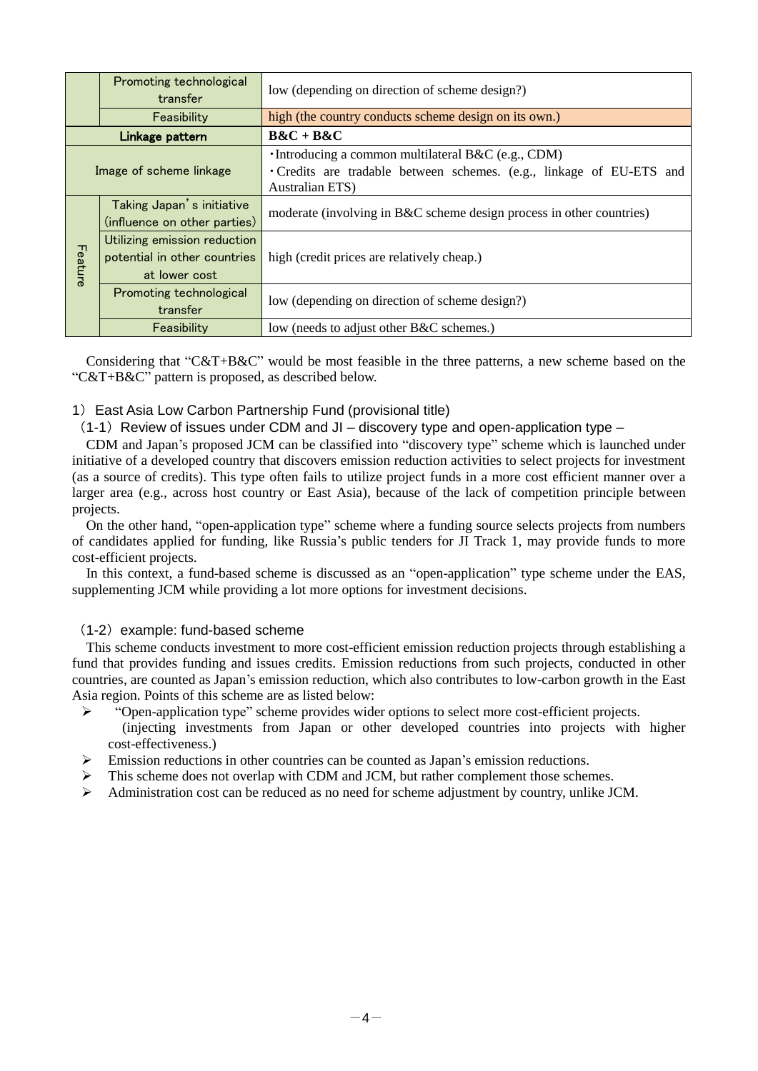| | | |
|---|---|---|
| | Promoting technological transfer | low (depending on direction of scheme design?) |
| | Feasibility | high (the country conducts scheme design on its own.) |
| **Linkage pattern** | | **B&C + B&C** |
| Image of scheme linkage | | ・Introducing a common multilateral B&C (e.g., CDM)<br>・Credits are tradable between schemes. (e.g., linkage of EU-ETS and Australian ETS) |
| Feature | Taking Japan's initiative (influence on other parties) | moderate (involving in B&C scheme design process in other countries) |
| | Utilizing emission reduction potential in other countries at lower cost | high (credit prices are relatively cheap.) |
| | Promoting technological transfer | low (depending on direction of scheme design?) |
| | Feasibility | low (needs to adjust other B&C schemes.) |

Considering that "C&T+B&C" would be most feasible in the three patterns, a new scheme based on the "C&T+B&C" pattern is proposed, as described below.

### 1) East Asia Low Carbon Partnership Fund (provisional title)

#### (1-1) Review of issues under CDM and JI – discovery type and open-application type –

CDM and Japan's proposed JCM can be classified into "discovery type" scheme which is launched under initiative of a developed country that discovers emission reduction activities to select projects for investment (as a source of credits). This type often fails to utilize project funds in a more cost efficient manner over a larger area (e.g., across host country or East Asia), because of the lack of competition principle between projects.

On the other hand, "open-application type" scheme where a funding source selects projects from numbers of candidates applied for funding, like Russia's public tenders for JI Track 1, may provide funds to more cost-efficient projects.

In this context, a fund-based scheme is discussed as an "open-application" type scheme under the EAS, supplementing JCM while providing a lot more options for investment decisions.

#### (1-2) example: fund-based scheme

This scheme conducts investment to more cost-efficient emission reduction projects through establishing a fund that provides funding and issues credits. Emission reductions from such projects, conducted in other countries, are counted as Japan's emission reduction, which also contributes to low-carbon growth in the East Asia region. Points of this scheme are as listed below:

- "Open-application type" scheme provides wider options to select more cost-efficient projects. (injecting investments from Japan or other developed countries into projects with higher cost-effectiveness.)
- Emission reductions in other countries can be counted as Japan's emission reductions.
- This scheme does not overlap with CDM and JCM, but rather complement those schemes.
- Administration cost can be reduced as no need for scheme adjustment by country, unlike JCM.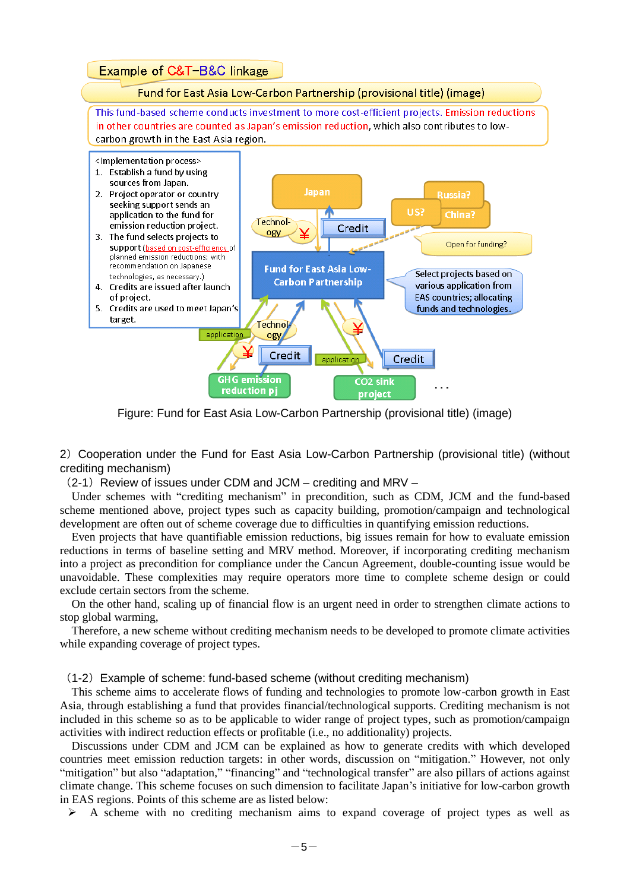Example of C&T−B&C linkage

Fund for East Asia Low-Carbon Partnership (provisional title) (image)

This fund-based scheme conducts investment to more cost-efficient projects. Emission reductions in other countries are counted as Japan's emission reduction, which also contributes to low-carbon growth in the East Asia region.

<Implementation process>

1. Establish a fund by using sources from Japan.
2. Project operator or country seeking support sends an application to the fund for emission reduction project.
3. The fund selects projects to support (based on cost-efficiency of planned emission reductions; with recommendation on Japanese technologies, as necessary.)
4. Credits are issued after launch of project.
5. Credits are used to meet Japan's target.

Japan | Russia? | US? | China? | Technology | ¥ | Credit | Open for funding? | Fund for East Asia Low-Carbon Partnership | Select projects based on various application from EAS countries; allocating funds and technologies. | application | Technology | ¥ | Credit | application | ¥ | Credit | GHG emission reduction pj | CO2 sink project | …

Figure: Fund for East Asia Low-Carbon Partnership (provisional title) (image)

2）Cooperation under the Fund for East Asia Low-Carbon Partnership (provisional title) (without crediting mechanism)

（2-1）Review of issues under CDM and JCM – crediting and MRV –

Under schemes with "crediting mechanism" in precondition, such as CDM, JCM and the fund-based scheme mentioned above, project types such as capacity building, promotion/campaign and technological development are often out of scheme coverage due to difficulties in quantifying emission reductions.

Even projects that have quantifiable emission reductions, big issues remain for how to evaluate emission reductions in terms of baseline setting and MRV method. Moreover, if incorporating crediting mechanism into a project as precondition for compliance under the Cancun Agreement, double-counting issue would be unavoidable. These complexities may require operators more time to complete scheme design or could exclude certain sectors from the scheme.

On the other hand, scaling up of financial flow is an urgent need in order to strengthen climate actions to stop global warming,

Therefore, a new scheme without crediting mechanism needs to be developed to promote climate activities while expanding coverage of project types.

（1-2）Example of scheme: fund-based scheme (without crediting mechanism)

This scheme aims to accelerate flows of funding and technologies to promote low-carbon growth in East Asia, through establishing a fund that provides financial/technological supports. Crediting mechanism is not included in this scheme so as to be applicable to wider range of project types, such as promotion/campaign activities with indirect reduction effects or profitable (i.e., no additionality) projects.

Discussions under CDM and JCM can be explained as how to generate credits with which developed countries meet emission reduction targets: in other words, discussion on "mitigation." However, not only "mitigation" but also "adaptation," "financing" and "technological transfer" are also pillars of actions against climate change. This scheme focuses on such dimension to facilitate Japan's initiative for low-carbon growth in EAS regions. Points of this scheme are as listed below:

➢ A scheme with no crediting mechanism aims to expand coverage of project types as well as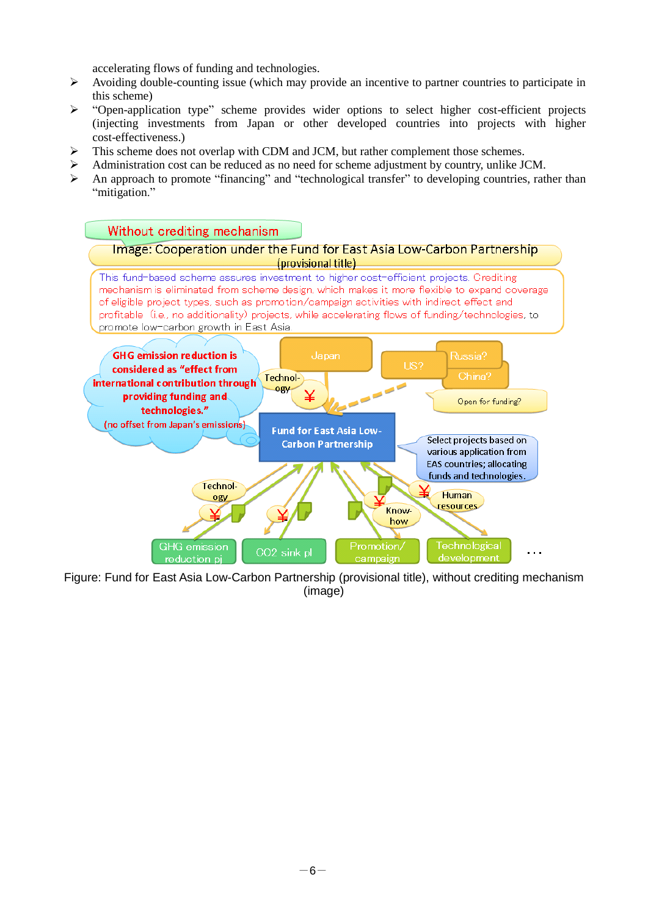accelerating flows of funding and technologies.

- Avoiding double-counting issue (which may provide an incentive to partner countries to participate in this scheme)
- "Open-application type" scheme provides wider options to select higher cost-efficient projects (injecting investments from Japan or other developed countries into projects with higher cost-effectiveness.)
- This scheme does not overlap with CDM and JCM, but rather complement those schemes.
- Administration cost can be reduced as no need for scheme adjustment by country, unlike JCM.
- An approach to promote "financing" and "technological transfer" to developing countries, rather than "mitigation."

Without crediting mechanism

Image: Cooperation under the Fund for East Asia Low-Carbon Partnership (provisional title)

This fund-based scheme assures investment to higher cost-efficient projects. Crediting mechanism is eliminated from scheme design, which makes it more flexible to expand coverage of eligible project types, such as promotion/campaign activities with indirect effect and profitable (i.e., no additionality) projects, while accelerating flows of funding/technologies, to promote low-carbon growth in East Asia.

GHG emission reduction is considered as "effect from international contribution through providing funding and technologies." (no offset from Japan's emissions)

Japan

US?

Russia?

China?

Open for funding?

Technol-ogy

¥

Fund for East Asia Low-Carbon Partnership

Select projects based on various application from EAS countries; allocating funds and technologies.

Technol-ogy

¥

¥

¥

¥

Know-how

Human resources

GHG emission reduction pj

CO2 sink pj

Promotion/ campaign

Technological development

…

Figure: Fund for East Asia Low-Carbon Partnership (provisional title), without crediting mechanism (image)